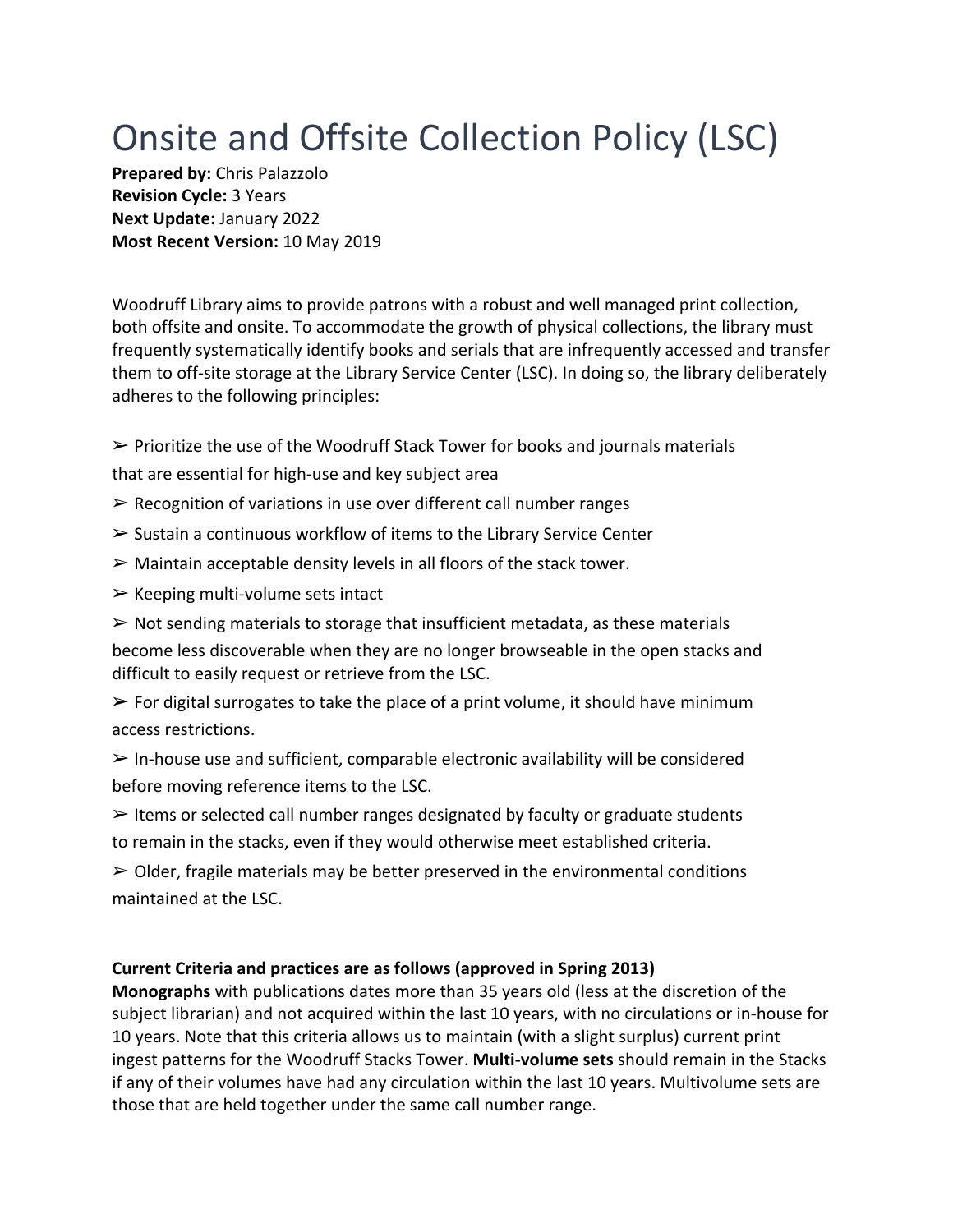# Onsite and Offsite Collection Policy (LSC)

**Prepared by:** Chris Palazzolo  
**Revision Cycle:** 3 Years  
**Next Update:** January 2022  
**Most Recent Version:** 10 May 2019

Woodruff Library aims to provide patrons with a robust and well managed print collection, both offsite and onsite. To accommodate the growth of physical collections, the library must frequently systematically identify books and serials that are infrequently accessed and transfer them to off-site storage at the Library Service Center (LSC). In doing so, the library deliberately adheres to the following principles:

➢ Prioritize the use of the Woodruff Stack Tower for books and journals materials that are essential for high-use and key subject area

➢ Recognition of variations in use over different call number ranges

➢ Sustain a continuous workflow of items to the Library Service Center

➢ Maintain acceptable density levels in all floors of the stack tower.

➢ Keeping multi-volume sets intact

➢ Not sending materials to storage that insufficient metadata, as these materials become less discoverable when they are no longer browseable in the open stacks and difficult to easily request or retrieve from the LSC.

➢ For digital surrogates to take the place of a print volume, it should have minimum access restrictions.

➢ In-house use and sufficient, comparable electronic availability will be considered before moving reference items to the LSC.

➢ Items or selected call number ranges designated by faculty or graduate students to remain in the stacks, even if they would otherwise meet established criteria.

➢ Older, fragile materials may be better preserved in the environmental conditions maintained at the LSC.

**Current Criteria and practices are as follows (approved in Spring 2013)**

**Monographs** with publications dates more than 35 years old (less at the discretion of the subject librarian) and not acquired within the last 10 years, with no circulations or in-house for 10 years. Note that this criteria allows us to maintain (with a slight surplus) current print ingest patterns for the Woodruff Stacks Tower. **Multi-volume sets** should remain in the Stacks if any of their volumes have had any circulation within the last 10 years. Multivolume sets are those that are held together under the same call number range.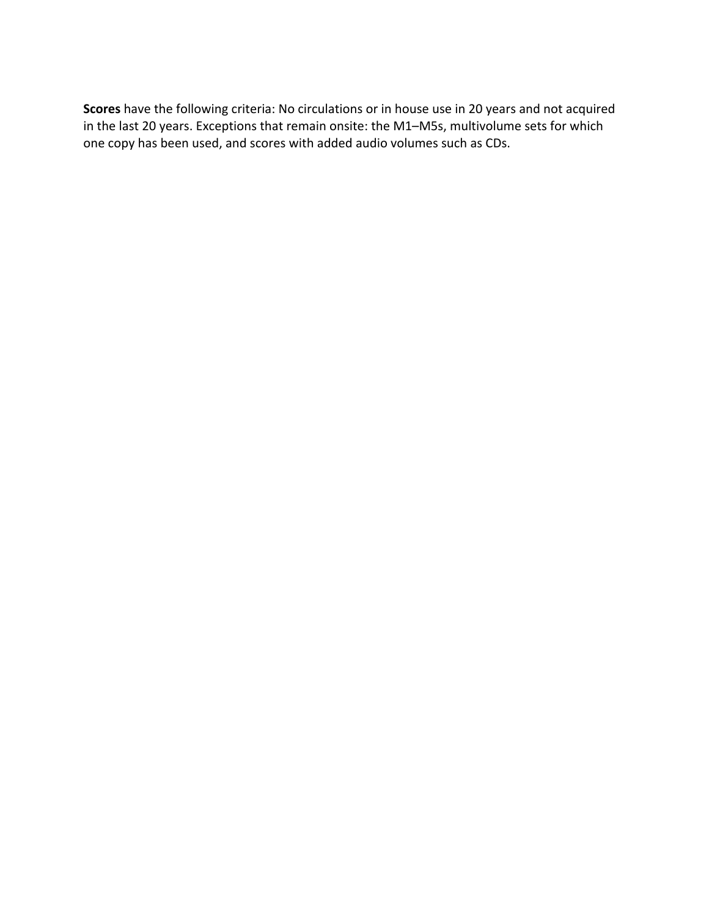**Scores** have the following criteria: No circulations or in house use in 20 years and not acquired in the last 20 years. Exceptions that remain onsite: the M1–M5s, multivolume sets for which one copy has been used, and scores with added audio volumes such as CDs.